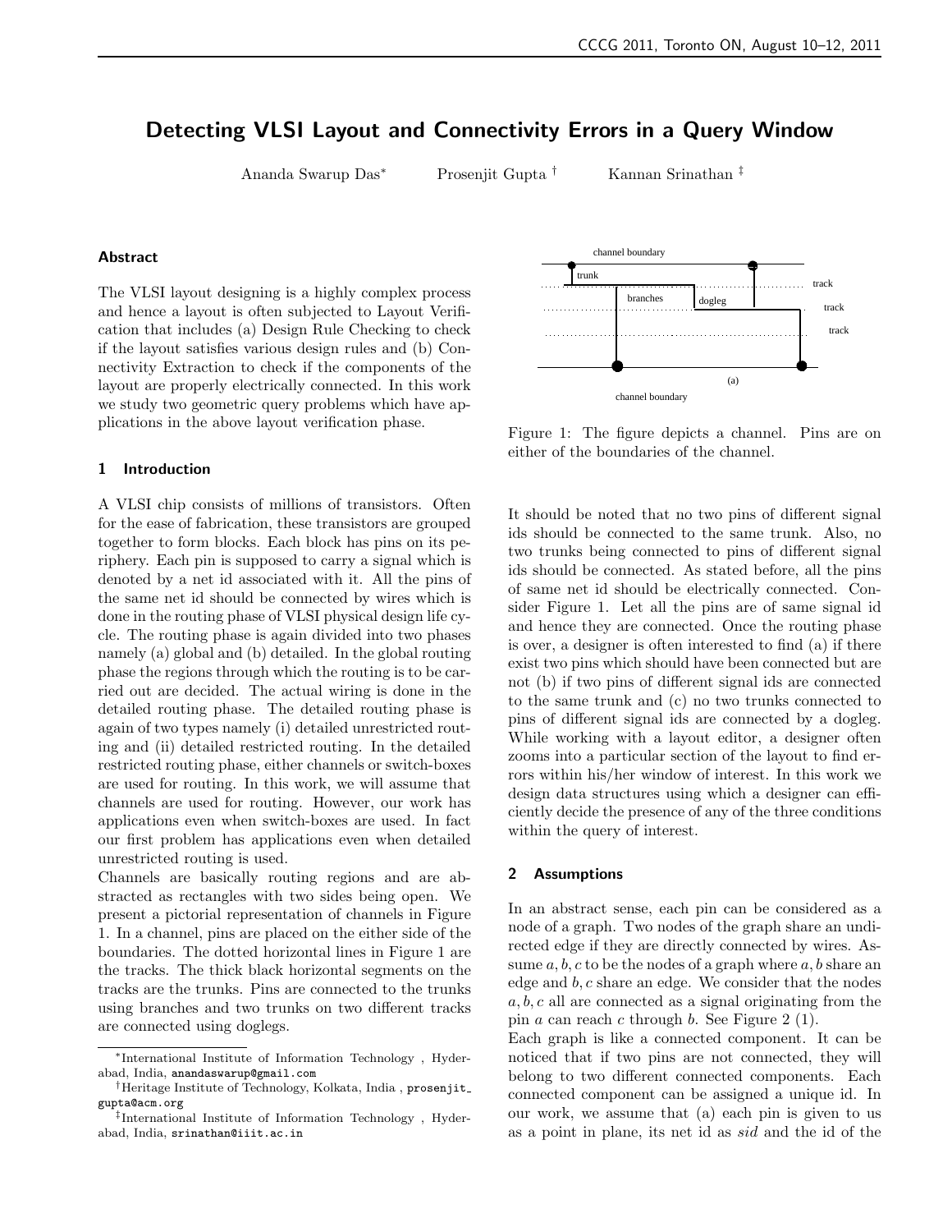# Detecting VLSI Layout and Connectivity Errors in a Query Window

Ananda Swarup Das* Prosenjit Gupta † Kannan Srinathan ‡

### Abstract

The VLSI layout designing is a highly complex process and hence a layout is often subjected to Layout Verification that includes (a) Design Rule Checking to check if the layout satisfies various design rules and (b) Connectivity Extraction to check if the components of the layout are properly electrically connected. In this work we study two geometric query problems which have applications in the above layout verification phase.

## 1 Introduction

A VLSI chip consists of millions of transistors. Often for the ease of fabrication, these transistors are grouped together to form blocks. Each block has pins on its periphery. Each pin is supposed to carry a signal which is denoted by a net id associated with it. All the pins of the same net id should be connected by wires which is done in the routing phase of VLSI physical design life cycle. The routing phase is again divided into two phases namely (a) global and (b) detailed. In the global routing phase the regions through which the routing is to be carried out are decided. The actual wiring is done in the detailed routing phase. The detailed routing phase is again of two types namely (i) detailed unrestricted routing and (ii) detailed restricted routing. In the detailed restricted routing phase, either channels or switch-boxes are used for routing. In this work, we will assume that channels are used for routing. However, our work has applications even when switch-boxes are used. In fact our first problem has applications even when detailed unrestricted routing is used.

Channels are basically routing regions and are abstracted as rectangles with two sides being open. We present a pictorial representation of channels in Figure 1. In a channel, pins are placed on the either side of the boundaries. The dotted horizontal lines in Figure 1 are the tracks. The thick black horizontal segments on the tracks are the trunks. Pins are connected to the trunks using branches and two trunks on two different tracks are connected using doglegs.

channel boundary
trunk
track
branches
dogleg
track
track
(a)
channel boundary

Figure 1: The figure depicts a channel. Pins are on either of the boundaries of the channel.

It should be noted that no two pins of different signal ids should be connected to the same trunk. Also, no two trunks being connected to pins of different signal ids should be connected. As stated before, all the pins of same net id should be electrically connected. Consider Figure 1. Let all the pins are of same signal id and hence they are connected. Once the routing phase is over, a designer is often interested to find (a) if there exist two pins which should have been connected but are not (b) if two pins of different signal ids are connected to the same trunk and (c) no two trunks connected to pins of different signal ids are connected by a dogleg. While working with a layout editor, a designer often zooms into a particular section of the layout to find errors within his/her window of interest. In this work we design data structures using which a designer can efficiently decide the presence of any of the three conditions within the query of interest.

## 2 Assumptions

In an abstract sense, each pin can be considered as a node of a graph. Two nodes of the graph share an undirected edge if they are directly connected by wires. Assume $a, b, c$ to be the nodes of a graph where $a, b$ share an edge and $b, c$ share an edge. We consider that the nodes $a, b, c$ all are connected as a signal originating from the pin $a$ can reach $c$ through $b$. See Figure 2 (1).

Each graph is like a connected component. It can be noticed that if two pins are not connected, they will belong to two different connected components. Each connected component can be assigned a unique id. In our work, we assume that (a) each pin is given to us as a point in plane, its net id as *sid* and the id of the

---

*International Institute of Information Technology , Hyderabad, India, anandaswarup@gmail.com

†Heritage Institute of Technology, Kolkata, India , prosenjit_gupta@acm.org

‡International Institute of Information Technology , Hyderabad, India, srinathan@iiit.ac.in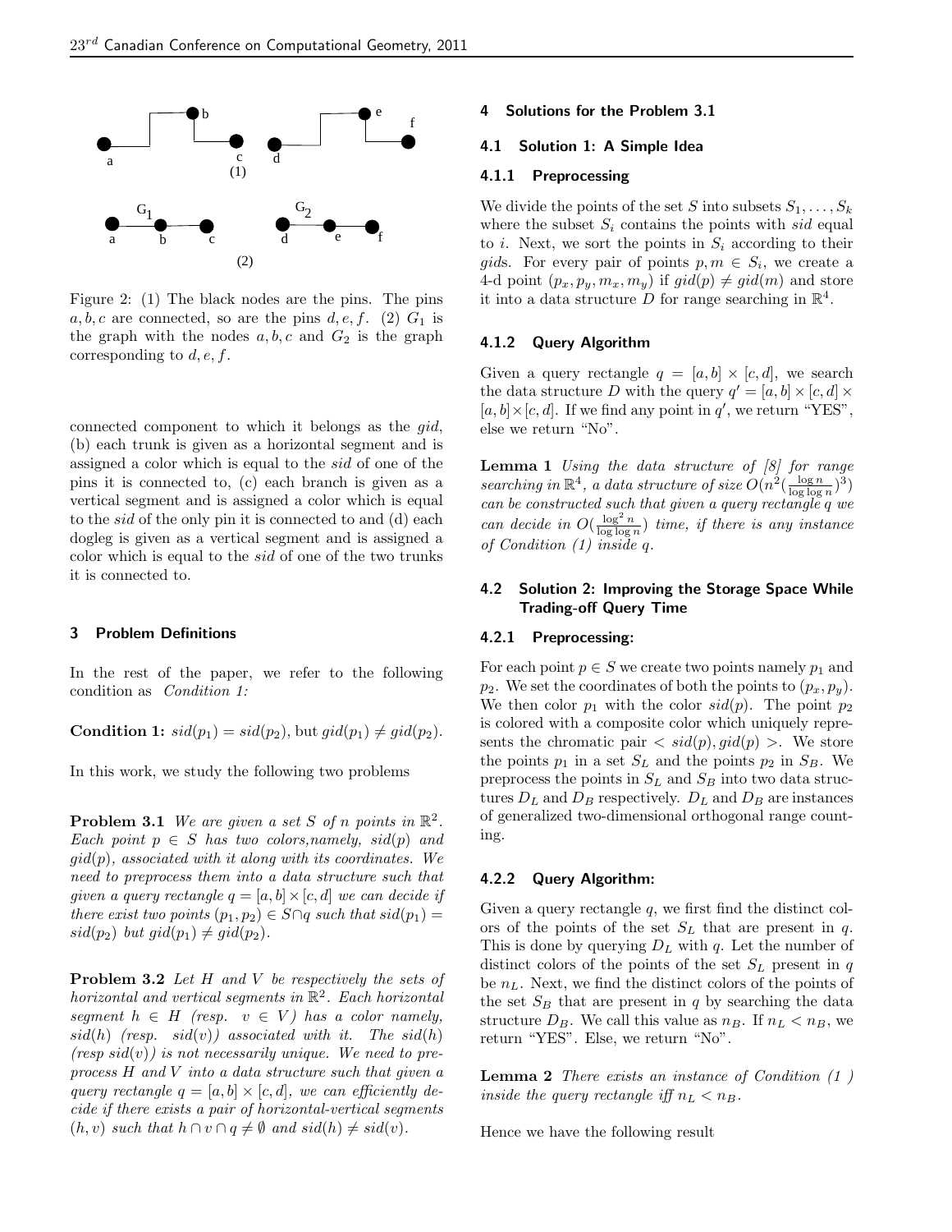a b c d e f
(1)

$G_1$ $G_2$
a b c d e f
(2)

Figure 2: (1) The black nodes are the pins. The pins $a, b, c$ are connected, so are the pins $d, e, f$. (2) $G_1$ is the graph with the nodes $a, b, c$ and $G_2$ is the graph corresponding to $d, e, f$.

connected component to which it belongs as the *gid*, (b) each trunk is given as a horizontal segment and is assigned a color which is equal to the *sid* of one of the pins it is connected to, (c) each branch is given as a vertical segment and is assigned a color which is equal to the *sid* of the only pin it is connected to and (d) each dogleg is given as a vertical segment and is assigned a color which is equal to the *sid* of one of the two trunks it is connected to.

## 3 Problem Definitions

In the rest of the paper, we refer to the following condition as *Condition 1:*

**Condition 1:** $sid(p_1) = sid(p_2)$, but $gid(p_1) \neq gid(p_2)$.

In this work, we study the following two problems

**Problem 3.1** *We are given a set $S$ of $n$ points in $\mathbb{R}^2$. Each point $p \in S$ has two colors,namely, $sid(p)$ and $gid(p)$, associated with it along with its coordinates. We need to preprocess them into a data structure such that given a query rectangle $q = [a, b] \times [c, d]$ we can decide if there exist two points $(p_1, p_2) \in S \cap q$ such that $sid(p_1) = sid(p_2)$ but $gid(p_1) \neq gid(p_2)$.*

**Problem 3.2** *Let $H$ and $V$ be respectively the sets of horizontal and vertical segments in $\mathbb{R}^2$. Each horizontal segment $h \in H$ (resp. $v \in V$) has a color namely, $sid(h)$ (resp. $sid(v)$) associated with it. The $sid(h)$ (resp $sid(v)$) is not necessarily unique. We need to preprocess $H$ and $V$ into a data structure such that given a query rectangle $q = [a, b] \times [c, d]$, we can efficiently decide if there exists a pair of horizontal-vertical segments $(h, v)$ such that $h \cap v \cap q \neq \emptyset$ and $sid(h) \neq sid(v)$.*

## 4 Solutions for the Problem 3.1

### 4.1 Solution 1: A Simple Idea

#### 4.1.1 Preprocessing

We divide the points of the set $S$ into subsets $S_1, \ldots, S_k$ where the subset $S_i$ contains the points with *sid* equal to $i$. Next, we sort the points in $S_i$ according to their *gid*s. For every pair of points $p, m \in S_i$, we create a 4-d point $(p_x, p_y, m_x, m_y)$ if $gid(p) \neq gid(m)$ and store it into a data structure $D$ for range searching in $\mathbb{R}^4$.

#### 4.1.2 Query Algorithm

Given a query rectangle $q = [a, b] \times [c, d]$, we search the data structure $D$ with the query $q' = [a, b] \times [c, d] \times [a, b] \times [c, d]$. If we find any point in $q'$, we return "YES", else we return "No".

**Lemma 1** *Using the data structure of [8] for range searching in $\mathbb{R}^4$, a data structure of size $O(n^2(\frac{\log n}{\log\log n})^3)$ can be constructed such that given a query rectangle $q$ we can decide in $O(\frac{\log^2 n}{\log\log n})$ time, if there is any instance of Condition (1) inside $q$.*

### 4.2 Solution 2: Improving the Storage Space While Trading-off Query Time

#### 4.2.1 Preprocessing:

For each point $p \in S$ we create two points namely $p_1$ and $p_2$. We set the coordinates of both the points to $(p_x, p_y)$. We then color $p_1$ with the color $sid(p)$. The point $p_2$ is colored with a composite color which uniquely represents the chromatic pair $< sid(p), gid(p) >$. We store the points $p_1$ in a set $S_L$ and the points $p_2$ in $S_B$. We preprocess the points in $S_L$ and $S_B$ into two data structures $D_L$ and $D_B$ respectively. $D_L$ and $D_B$ are instances of generalized two-dimensional orthogonal range counting.

#### 4.2.2 Query Algorithm:

Given a query rectangle $q$, we first find the distinct colors of the points of the set $S_L$ that are present in $q$. This is done by querying $D_L$ with $q$. Let the number of distinct colors of the points of the set $S_L$ present in $q$ be $n_L$. Next, we find the distinct colors of the points of the set $S_B$ that are present in $q$ by searching the data structure $D_B$. We call this value as $n_B$. If $n_L < n_B$, we return "YES". Else, we return "No".

**Lemma 2** *There exists an instance of Condition (1 ) inside the query rectangle iff $n_L < n_B$.*

Hence we have the following result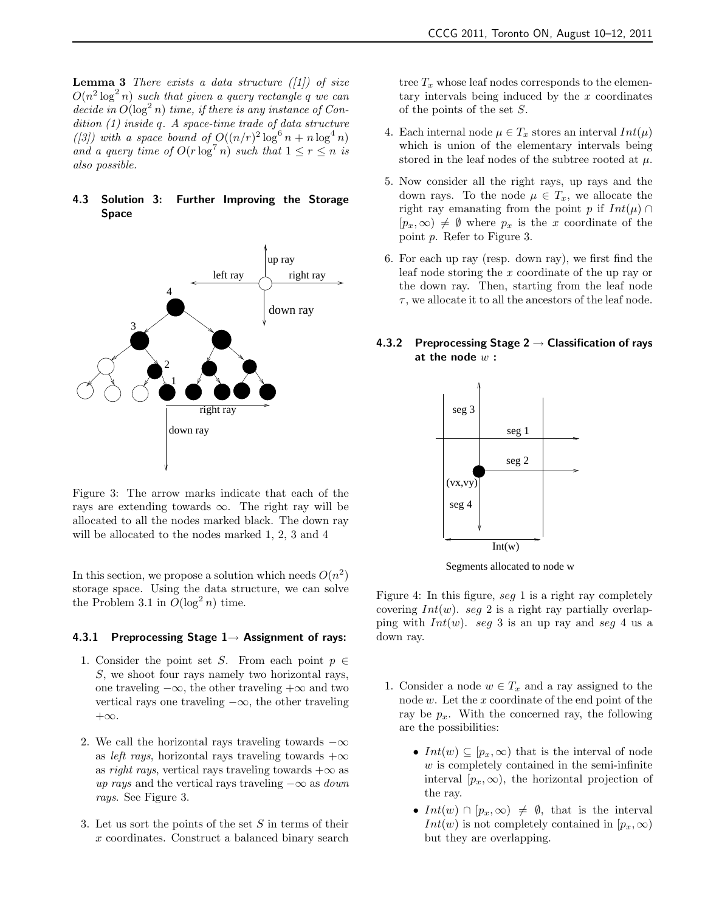**Lemma 3** *There exists a data structure ([1]) of size $O(n^2 \log^2 n)$ such that given a query rectangle $q$ we can decide in $O(\log^2 n)$ time, if there is any instance of Condition (1) inside $q$. A space-time trade of data structure ([3]) with a space bound of $O((n/r)^2 \log^6 n + n \log^4 n)$ and a query time of $O(r \log^7 n)$ such that $1 \leq r \leq n$ is also possible.*

### 4.3 Solution 3: Further Improving the Storage Space

Figure 3: The arrow marks indicate that each of the rays are extending towards $\infty$. The right ray will be allocated to all the nodes marked black. The down ray will be allocated to the nodes marked 1, 2, 3 and 4

In this section, we propose a solution which needs $O(n^2)$ storage space. Using the data structure, we can solve the Problem 3.1 in $O(\log^2 n)$ time.

#### 4.3.1 Preprocessing Stage 1→ Assignment of rays:

1. Consider the point set $S$. From each point $p \in S$, we shoot four rays namely two horizontal rays, one traveling $-\infty$, the other traveling $+\infty$ and two vertical rays one traveling $-\infty$, the other traveling $+\infty$.
2. We call the horizontal rays traveling towards $-\infty$ as *left rays*, horizontal rays traveling towards $+\infty$ as *right rays*, vertical rays traveling towards $+\infty$ as *up rays* and the vertical rays traveling $-\infty$ as *down rays*. See Figure 3.
3. Let us sort the points of the set $S$ in terms of their $x$ coordinates. Construct a balanced binary search tree $T_x$ whose leaf nodes corresponds to the elementary intervals being induced by the $x$ coordinates of the points of the set $S$.
4. Each internal node $\mu \in T_x$ stores an interval $Int(\mu)$ which is union of the elementary intervals being stored in the leaf nodes of the subtree rooted at $\mu$.
5. Now consider all the right rays, up rays and the down rays. To the node $\mu \in T_x$, we allocate the right ray emanating from the point $p$ if $Int(\mu) \cap [p_x, \infty) \neq \emptyset$ where $p_x$ is the $x$ coordinate of the point $p$. Refer to Figure 3.
6. For each up ray (resp. down ray), we first find the leaf node storing the $x$ coordinate of the up ray or the down ray. Then, starting from the leaf node $\tau$, we allocate it to all the ancestors of the leaf node.

#### 4.3.2 Preprocessing Stage 2 → Classification of rays at the node $w$ :

Segments allocated to node w

Figure 4: In this figure, *seg* 1 is a right ray completely covering $Int(w)$. *seg* 2 is a right ray partially overlapping with $Int(w)$. *seg* 3 is an up ray and *seg* 4 us a down ray.

1. Consider a node $w \in T_x$ and a ray assigned to the node $w$. Let the $x$ coordinate of the end point of the ray be $p_x$. With the concerned ray, the following are the possibilities:
   - $Int(w) \subseteq [p_x, \infty)$ that is the interval of node $w$ is completely contained in the semi-infinite interval $[p_x, \infty)$, the horizontal projection of the ray.
   - $Int(w) \cap [p_x, \infty) \neq \emptyset$, that is the interval $Int(w)$ is not completely contained in $[p_x, \infty)$ but they are overlapping.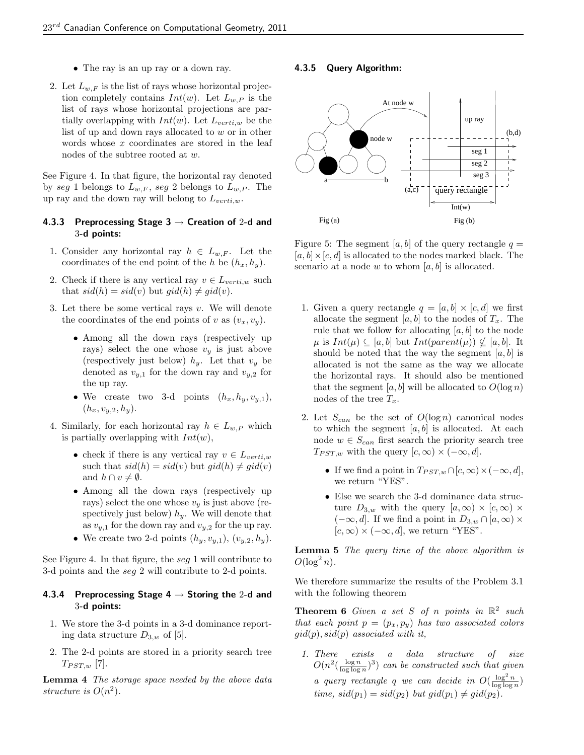- The ray is an up ray or a down ray.

2. Let $L_{w,F}$ is the list of rays whose horizontal projection completely contains $Int(w)$. Let $L_{w,P}$ is the list of rays whose horizontal projections are partially overlapping with $Int(w)$. Let $L_{verti,w}$ be the list of up and down rays allocated to $w$ or in other words whose $x$ coordinates are stored in the leaf nodes of the subtree rooted at $w$.

See Figure 4. In that figure, the horizontal ray denoted by *seg* 1 belongs to $L_{w,F}$, *seg* 2 belongs to $L_{w,P}$. The up ray and the down ray will belong to $L_{verti,w}$.

### 4.3.3 Preprocessing Stage 3 → Creation of 2-d and 3-d points:

1. Consider any horizontal ray $h \in L_{w,F}$. Let the coordinates of the end point of the $h$ be $(h_x, h_y)$.
2. Check if there is any vertical ray $v \in L_{verti,w}$ such that $sid(h) = sid(v)$ but $gid(h) \neq gid(v)$.
3. Let there be some vertical rays $v$. We will denote the coordinates of the end points of $v$ as $(v_x, v_y)$.
   - Among all the down rays (respectively up rays) select the one whose $v_y$ is just above (respectively just below) $h_y$. Let that $v_y$ be denoted as $v_{y,1}$ for the down ray and $v_{y,2}$ for the up ray.
   - We create two 3-d points $(h_x, h_y, v_{y,1})$, $(h_x, v_{y,2}, h_y)$.
4. Similarly, for each horizontal ray $h \in L_{w,P}$ which is partially overlapping with $Int(w)$,
   - check if there is any vertical ray $v \in L_{verti,w}$ such that $sid(h) = sid(v)$ but $gid(h) \neq gid(v)$ and $h \cap v \neq \emptyset$.
   - Among all the down rays (respectively up rays) select the one whose $v_y$ is just above (respectively just below) $h_y$. We will denote that as $v_{y,1}$ for the down ray and $v_{y,2}$ for the up ray.
   - We create two 2-d points $(h_y, v_{y,1})$, $(v_{y,2}, h_y)$.

See Figure 4. In that figure, the *seg* 1 will contribute to 3-d points and the *seg* 2 will contribute to 2-d points.

### 4.3.4 Preprocessing Stage 4 → Storing the 2-d and 3-d points:

1. We store the 3-d points in a 3-d dominance reporting data structure $D_{3,w}$ of [5].
2. The 2-d points are stored in a priority search tree $T_{PST,w}$ [7].

**Lemma 4** *The storage space needed by the above data structure is $O(n^2)$.*

### 4.3.5 Query Algorithm:

At node w
node w
a
b
up ray
(b,d)
seg 1
seg 2
seg 3
(a,c)
query rectangle
Int(w)
Fig (a)
Fig (b)

Figure 5: The segment $[a, b]$ of the query rectangle $q = [a, b] \times [c, d]$ is allocated to the nodes marked black. The scenario at a node $w$ to whom $[a, b]$ is allocated.

1. Given a query rectangle $q = [a, b] \times [c, d]$ we first allocate the segment $[a, b]$ to the nodes of $T_x$. The rule that we follow for allocating $[a, b]$ to the node $\mu$ is $Int(\mu) \subseteq [a, b]$ but $Int(parent(\mu)) \nsubseteq [a, b]$. It should be noted that the way the segment $[a, b]$ is allocated is not the same as the way we allocate the horizontal rays. It should also be mentioned that the segment $[a, b]$ will be allocated to $O(\log n)$ nodes of the tree $T_x$.
2. Let $S_{can}$ be the set of $O(\log n)$ canonical nodes to which the segment $[a, b]$ is allocated. At each node $w \in S_{can}$ first search the priority search tree $T_{PST,w}$ with the query $[c, \infty) \times (-\infty, d]$.
   - If we find a point in $T_{PST,w} \cap [c, \infty) \times (-\infty, d]$, we return "YES".
   - Else we search the 3-d dominance data structure $D_{3,w}$ with the query $[a, \infty) \times [c, \infty) \times (-\infty, d]$. If we find a point in $D_{3,w} \cap [a, \infty) \times [c, \infty) \times (-\infty, d]$, we return "YES".

**Lemma 5** *The query time of the above algorithm is $O(\log^2 n)$.*

We therefore summarize the results of the Problem 3.1 with the following theorem

**Theorem 6** *Given a set $S$ of $n$ points in $\mathbb{R}^2$ such that each point $p = (p_x, p_y)$ has two associated colors $gid(p), sid(p)$ associated with it,*

1. *There exists a data structure of size $O(n^2(\frac{\log n}{\log\log n})^3)$ can be constructed such that given a query rectangle $q$ we can decide in $O(\frac{\log^2 n}{\log\log n})$ time, $sid(p_1) = sid(p_2)$ but $gid(p_1) \neq gid(p_2)$.*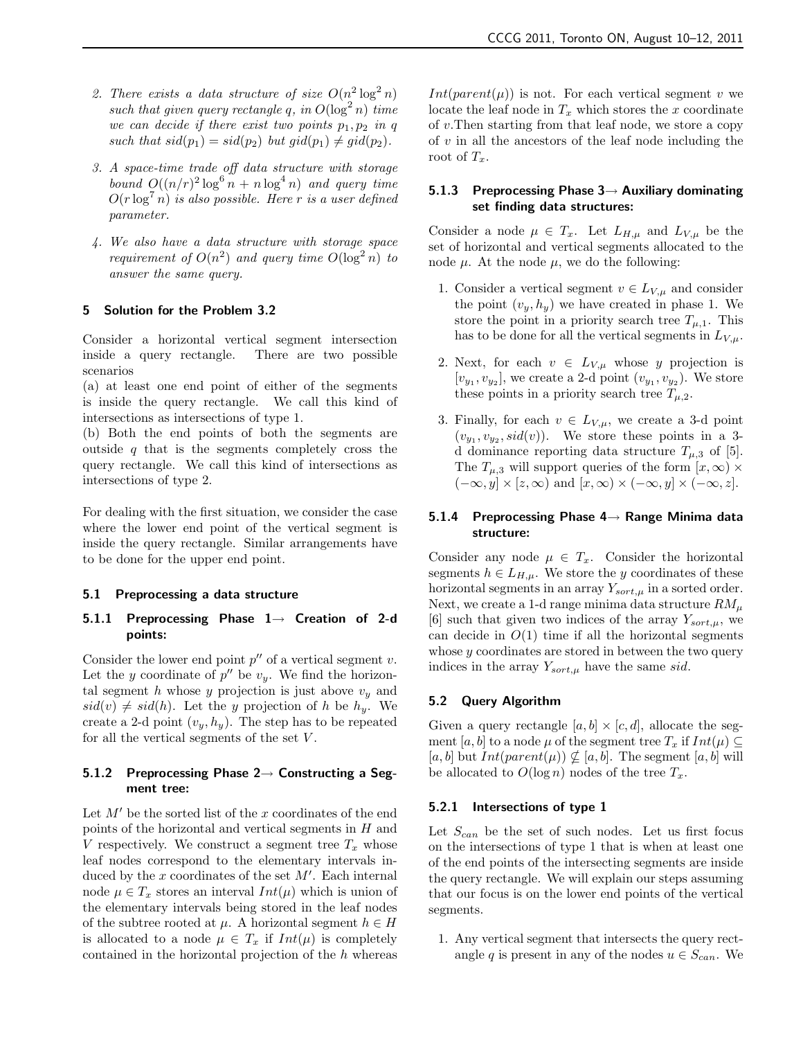2. *There exists a data structure of size $O(n^2 \log^2 n)$ such that given query rectangle $q$, in $O(\log^2 n)$ time we can decide if there exist two points $p_1, p_2$ in $q$ such that $sid(p_1) = sid(p_2)$ but $gid(p_1) \neq gid(p_2)$.*

3. *A space-time trade off data structure with storage bound $O((n/r)^2 \log^6 n + n \log^4 n)$ and query time $O(r \log^7 n)$ is also possible. Here $r$ is a user defined parameter.*

4. *We also have a data structure with storage space requirement of $O(n^2)$ and query time $O(\log^2 n)$ to answer the same query.*

## 5 Solution for the Problem 3.2

Consider a horizontal vertical segment intersection inside a query rectangle. There are two possible scenarios
(a) at least one end point of either of the segments is inside the query rectangle. We call this kind of intersections as intersections of type 1.
(b) Both the end points of both the segments are outside $q$ that is the segments completely cross the query rectangle. We call this kind of intersections as intersections of type 2.

For dealing with the first situation, we consider the case where the lower end point of the vertical segment is inside the query rectangle. Similar arrangements have to be done for the upper end point.

### 5.1 Preprocessing a data structure

#### 5.1.1 Preprocessing Phase 1→ Creation of 2-d points:

Consider the lower end point $p''$ of a vertical segment $v$. Let the $y$ coordinate of $p''$ be $v_y$. We find the horizontal segment $h$ whose $y$ projection is just above $v_y$ and $sid(v) \neq sid(h)$. Let the $y$ projection of $h$ be $h_y$. We create a 2-d point $(v_y, h_y)$. The step has to be repeated for all the vertical segments of the set $V$.

#### 5.1.2 Preprocessing Phase 2→ Constructing a Segment tree:

Let $M'$ be the sorted list of the $x$ coordinates of the end points of the horizontal and vertical segments in $H$ and $V$ respectively. We construct a segment tree $T_x$ whose leaf nodes correspond to the elementary intervals induced by the $x$ coordinates of the set $M'$. Each internal node $\mu \in T_x$ stores an interval $Int(\mu)$ which is union of the elementary intervals being stored in the leaf nodes of the subtree rooted at $\mu$. A horizontal segment $h \in H$ is allocated to a node $\mu \in T_x$ if $Int(\mu)$ is completely contained in the horizontal projection of the $h$ whereas $Int(parent(\mu))$ is not. For each vertical segment $v$ we locate the leaf node in $T_x$ which stores the $x$ coordinate of $v$.Then starting from that leaf node, we store a copy of $v$ in all the ancestors of the leaf node including the root of $T_x$.

#### 5.1.3 Preprocessing Phase 3→ Auxiliary dominating set finding data structures:

Consider a node $\mu \in T_x$. Let $L_{H,\mu}$ and $L_{V,\mu}$ be the set of horizontal and vertical segments allocated to the node $\mu$. At the node $\mu$, we do the following:

1. Consider a vertical segment $v \in L_{V,\mu}$ and consider the point $(v_y, h_y)$ we have created in phase 1. We store the point in a priority search tree $T_{\mu,1}$. This has to be done for all the vertical segments in $L_{V,\mu}$.

2. Next, for each $v \in L_{V,\mu}$ whose $y$ projection is $[v_{y_1}, v_{y_2}]$, we create a 2-d point $(v_{y_1}, v_{y_2})$. We store these points in a priority search tree $T_{\mu,2}$.

3. Finally, for each $v \in L_{V,\mu}$, we create a 3-d point $(v_{y_1}, v_{y_2}, sid(v))$. We store these points in a 3-d dominance reporting data structure $T_{\mu,3}$ of [5]. The $T_{\mu,3}$ will support queries of the form $[x,\infty) \times (-\infty, y] \times [z, \infty)$ and $[x,\infty) \times (-\infty, y] \times (-\infty, z]$.

#### 5.1.4 Preprocessing Phase 4→ Range Minima data structure:

Consider any node $\mu \in T_x$. Consider the horizontal segments $h \in L_{H,\mu}$. We store the $y$ coordinates of these horizontal segments in an array $Y_{sort,\mu}$ in a sorted order. Next, we create a 1-d range minima data structure $RM_\mu$ [6] such that given two indices of the array $Y_{sort,\mu}$, we can decide in $O(1)$ time if all the horizontal segments whose $y$ coordinates are stored in between the two query indices in the array $Y_{sort,\mu}$ have the same $sid$.

### 5.2 Query Algorithm

Given a query rectangle $[a,b] \times [c,d]$, allocate the segment $[a,b]$ to a node $\mu$ of the segment tree $T_x$ if $Int(\mu) \subseteq [a,b]$ but $Int(parent(\mu)) \nsubseteq [a,b]$. The segment $[a,b]$ will be allocated to $O(\log n)$ nodes of the tree $T_x$.

#### 5.2.1 Intersections of type 1

Let $S_{can}$ be the set of such nodes. Let us first focus on the intersections of type 1 that is when at least one of the end points of the intersecting segments are inside the query rectangle. We will explain our steps assuming that our focus is on the lower end points of the vertical segments.

1. Any vertical segment that intersects the query rectangle $q$ is present in any of the nodes $u \in S_{can}$. We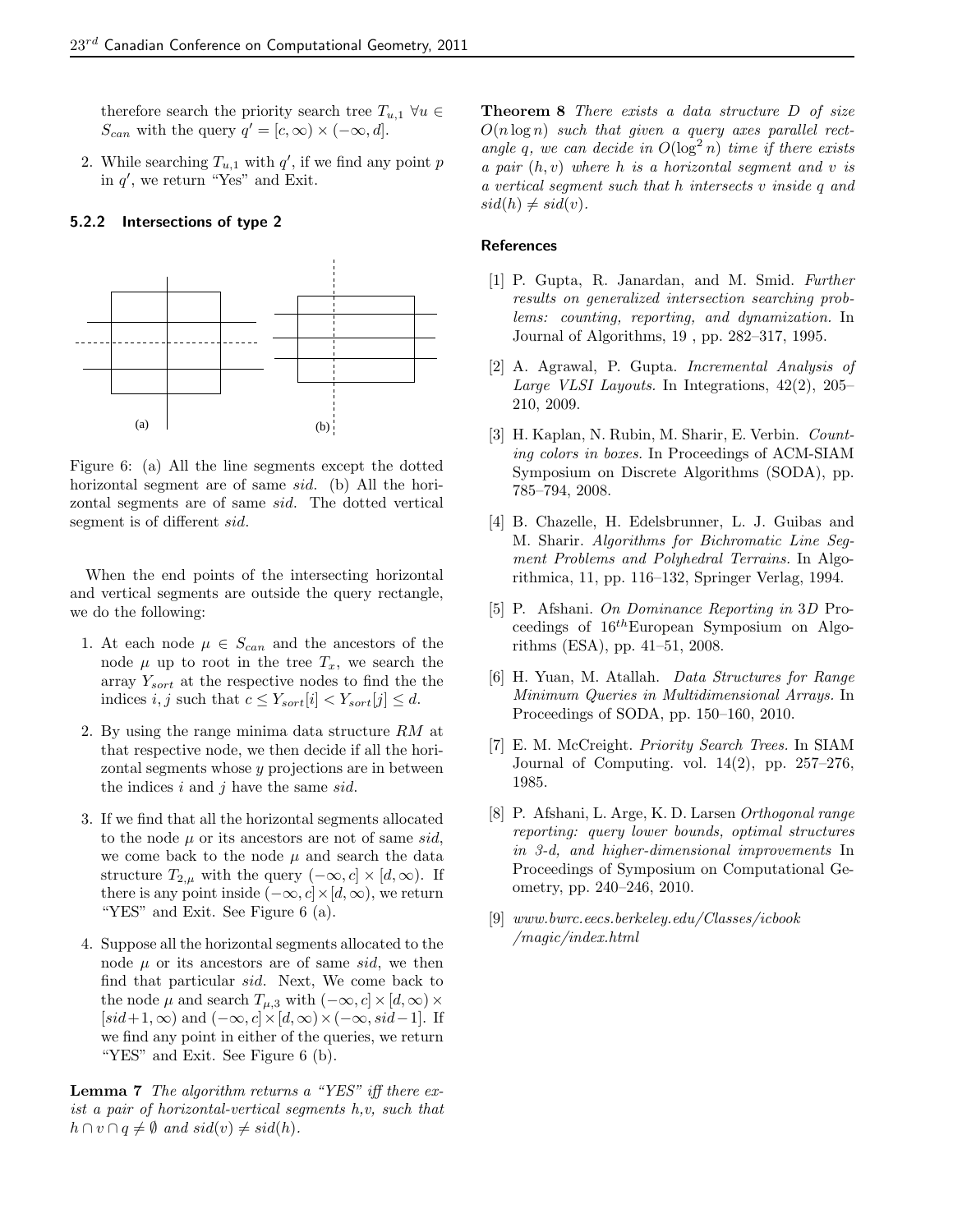therefore search the priority search tree $T_{u,1}$ $\forall u \in S_{can}$ with the query $q' = [c, \infty) \times (-\infty, d]$.

2. While searching $T_{u,1}$ with $q'$, if we find any point $p$ in $q'$, we return "Yes" and Exit.

#### 5.2.2 Intersections of type 2

(a)

(b)

Figure 6: (a) All the line segments except the dotted horizontal segment are of same *sid*. (b) All the horizontal segments are of same *sid*. The dotted vertical segment is of different *sid*.

When the end points of the intersecting horizontal and vertical segments are outside the query rectangle, we do the following:

1. At each node $\mu \in S_{can}$ and the ancestors of the node $\mu$ up to root in the tree $T_x$, we search the array $Y_{sort}$ at the respective nodes to find the the indices $i, j$ such that $c \leq Y_{sort}[i] < Y_{sort}[j] \leq d$.

2. By using the range minima data structure $RM$ at that respective node, we then decide if all the horizontal segments whose $y$ projections are in between the indices $i$ and $j$ have the same *sid*.

3. If we find that all the horizontal segments allocated to the node $\mu$ or its ancestors are not of same *sid*, we come back to the node $\mu$ and search the data structure $T_{2,\mu}$ with the query $(-\infty, c] \times [d, \infty)$. If there is any point inside $(-\infty, c] \times [d, \infty)$, we return "YES" and Exit. See Figure 6 (a).

4. Suppose all the horizontal segments allocated to the node $\mu$ or its ancestors are of same *sid*, we then find that particular *sid*. Next, We come back to the node $\mu$ and search $T_{\mu,3}$ with $(-\infty, c] \times [d, \infty) \times [sid+1, \infty)$ and $(-\infty, c] \times [d, \infty) \times (-\infty, sid-1]$. If we find any point in either of the queries, we return "YES" and Exit. See Figure 6 (b).

**Lemma 7** *The algorithm returns a "YES" iff there exist a pair of horizontal-vertical segments h,v, such that* $h \cap v \cap q \neq \emptyset$ *and* $sid(v) \neq sid(h)$.

**Theorem 8** *There exists a data structure D of size* $O(n \log n)$ *such that given a query axes parallel rectangle q, we can decide in* $O(\log^2 n)$ *time if there exists a pair* $(h, v)$ *where h is a horizontal segment and v is a vertical segment such that h intersects v inside q and* $sid(h) \neq sid(v)$.

### References

[1] P. Gupta, R. Janardan, and M. Smid. *Further results on generalized intersection searching problems: counting, reporting, and dynamization.* In Journal of Algorithms, 19 , pp. 282–317, 1995.

[2] A. Agrawal, P. Gupta. *Incremental Analysis of Large VLSI Layouts.* In Integrations, 42(2), 205–210, 2009.

[3] H. Kaplan, N. Rubin, M. Sharir, E. Verbin. *Counting colors in boxes.* In Proceedings of ACM-SIAM Symposium on Discrete Algorithms (SODA), pp. 785–794, 2008.

[4] B. Chazelle, H. Edelsbrunner, L. J. Guibas and M. Sharir. *Algorithms for Bichromatic Line Segment Problems and Polyhedral Terrains.* In Algorithmica, 11, pp. 116–132, Springer Verlag, 1994.

[5] P. Afshani. *On Dominance Reporting in 3D* Proceedings of $16^{th}$European Symposium on Algorithms (ESA), pp. 41–51, 2008.

[6] H. Yuan, M. Atallah. *Data Structures for Range Minimum Queries in Multidimensional Arrays.* In Proceedings of SODA, pp. 150–160, 2010.

[7] E. M. McCreight. *Priority Search Trees.* In SIAM Journal of Computing. vol. 14(2), pp. 257–276, 1985.

[8] P. Afshani, L. Arge, K. D. Larsen *Orthogonal range reporting: query lower bounds, optimal structures in 3-d, and higher-dimensional improvements* In Proceedings of Symposium on Computational Geometry, pp. 240–246, 2010.

[9] *www.bwrc.eecs.berkeley.edu/Classes/icbook /magic/index.html*